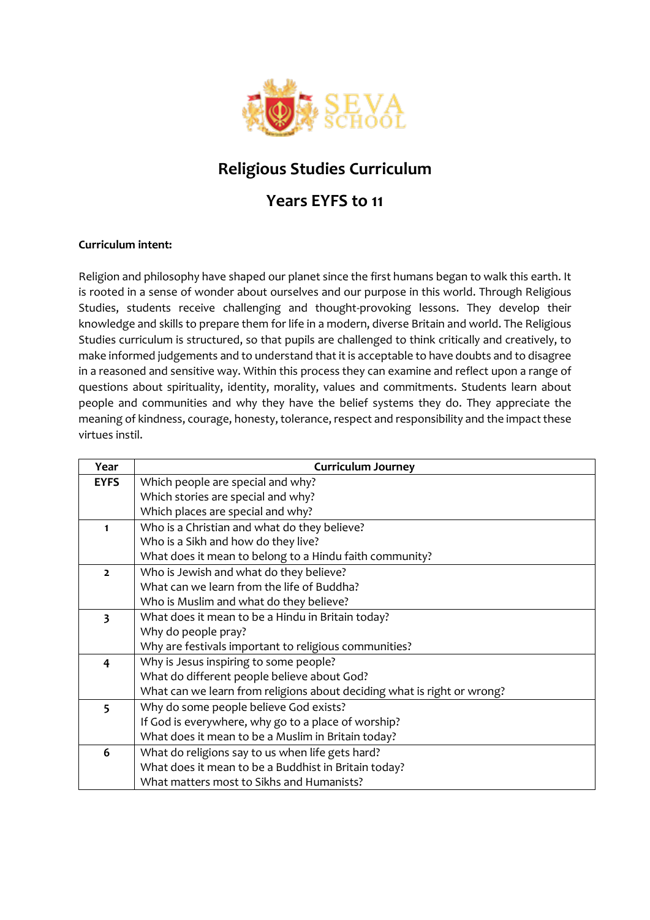# Religious Studies Curriculum

## Years EYFS to 11

**Curriculum intent:**

Religion and philosophy have shaped our planet since the first humans began to walk this earth. It is rooted in a sense of wonder about ourselves and our purpose in this world. Through Religious Studies, students receive challenging and thought-provoking lessons. They develop their knowledge and skills to prepare them for life in a modern, diverse Britain and world. The Religious Studies curriculum is structured, so that pupils are challenged to think critically and creatively, to make informed judgements and to understand that it is acceptable to have doubts and to disagree in a reasoned and sensitive way. Within this process they can examine and reflect upon a range of questions about spirituality, identity, morality, values and commitments. Students learn about people and communities and why they have the belief systems they do. They appreciate the meaning of kindness, courage, honesty, tolerance, respect and responsibility and the impact these virtues instil.

| Year | Curriculum Journey |
|---|---|
| **EYFS** | Which people are special and why?<br>Which stories are special and why?<br>Which places are special and why? |
| **1** | Who is a Christian and what do they believe?<br>Who is a Sikh and how do they live?<br>What does it mean to belong to a Hindu faith community? |
| **2** | Who is Jewish and what do they believe?<br>What can we learn from the life of Buddha?<br>Who is Muslim and what do they believe? |
| **3** | What does it mean to be a Hindu in Britain today?<br>Why do people pray?<br>Why are festivals important to religious communities? |
| **4** | Why is Jesus inspiring to some people?<br>What do different people believe about God?<br>What can we learn from religions about deciding what is right or wrong? |
| **5** | Why do some people believe God exists?<br>If God is everywhere, why go to a place of worship?<br>What does it mean to be a Muslim in Britain today? |
| **6** | What do religions say to us when life gets hard?<br>What does it mean to be a Buddhist in Britain today?<br>What matters most to Sikhs and Humanists? |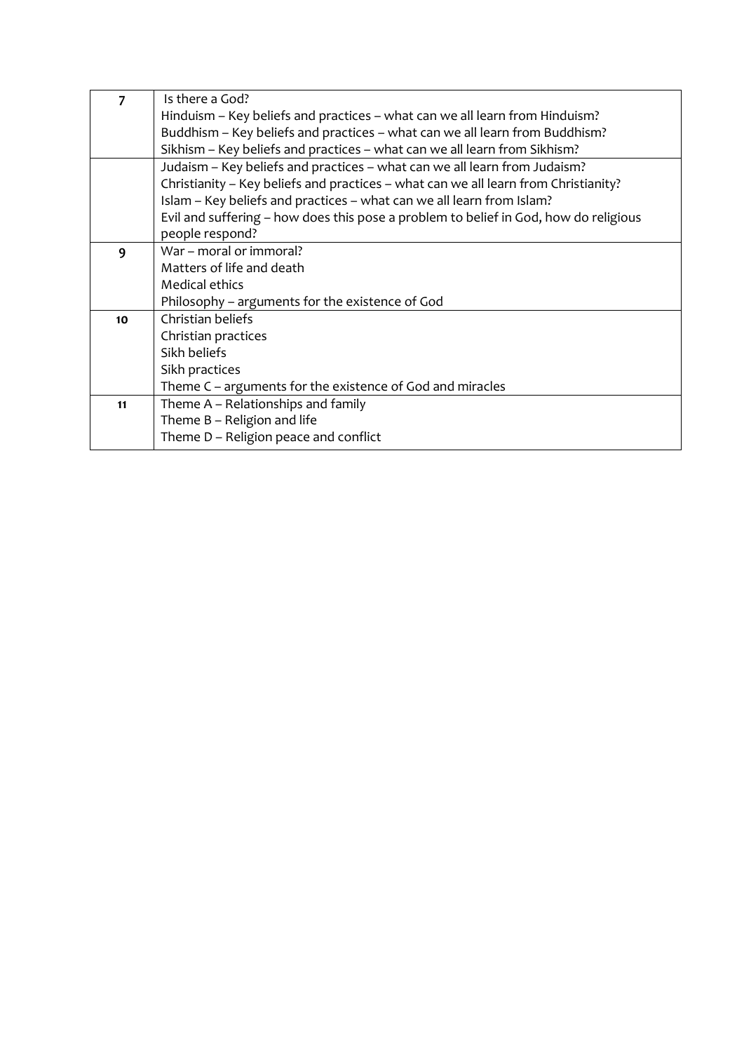| | |
|---|---|
| **7** | Is there a God?<br>Hinduism – Key beliefs and practices – what can we all learn from Hinduism?<br>Buddhism – Key beliefs and practices – what can we all learn from Buddhism?<br>Sikhism – Key beliefs and practices – what can we all learn from Sikhism? |
| | Judaism – Key beliefs and practices – what can we all learn from Judaism?<br>Christianity – Key beliefs and practices – what can we all learn from Christianity?<br>Islam – Key beliefs and practices – what can we all learn from Islam?<br>Evil and suffering – how does this pose a problem to belief in God, how do religious people respond? |
| **9** | War – moral or immoral?<br>Matters of life and death<br>Medical ethics<br>Philosophy – arguments for the existence of God |
| **10** | Christian beliefs<br>Christian practices<br>Sikh beliefs<br>Sikh practices<br>Theme C – arguments for the existence of God and miracles |
| **11** | Theme A – Relationships and family<br>Theme B – Religion and life<br>Theme D – Religion peace and conflict |